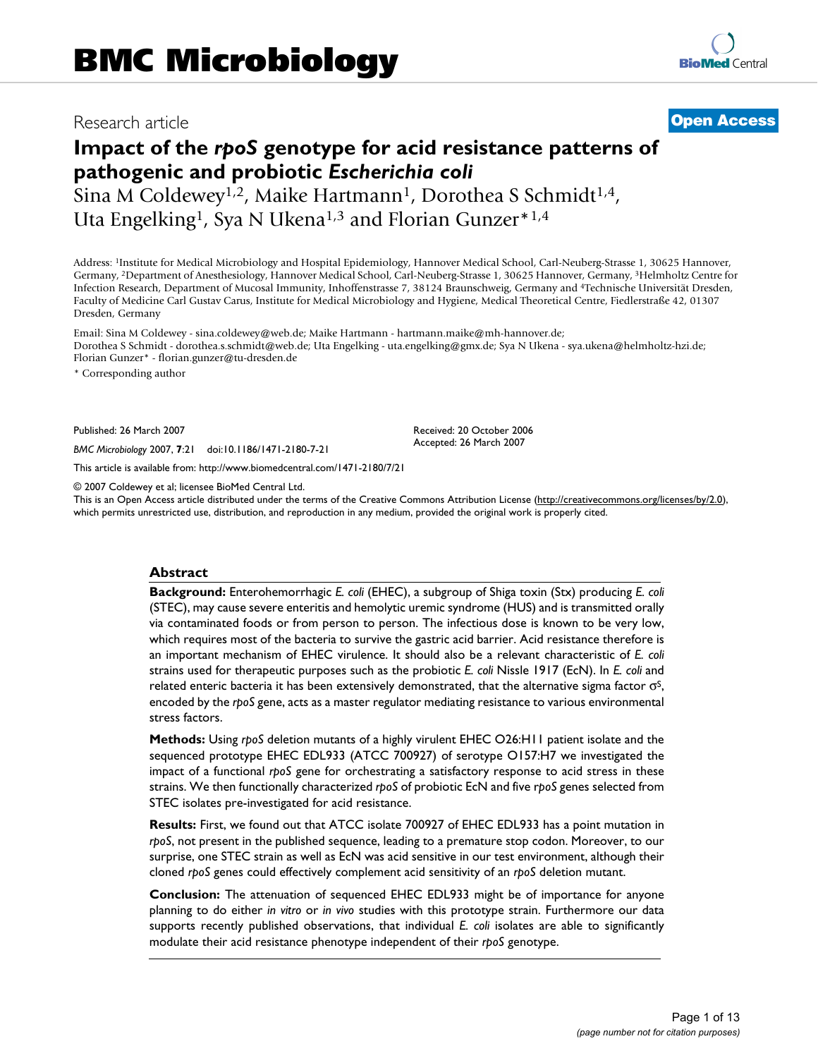# BMC Microbiology

Research article **Open Access**

# Impact of the *rpoS* genotype for acid resistance patterns of pathogenic and probiotic *Escherichia coli*

Sina M Coldewey[1,2], Maike Hartmann[1], Dorothea S Schmidt[1,4], Uta Engelking[1], Sya N Ukena[1,3] and Florian Gunzer*[1,4]

Address: [1]Institute for Medical Microbiology and Hospital Epidemiology, Hannover Medical School, Carl-Neuberg-Strasse 1, 30625 Hannover, Germany, [2]Department of Anesthesiology, Hannover Medical School, Carl-Neuberg-Strasse 1, 30625 Hannover, Germany, [3]Helmholtz Centre for Infection Research, Department of Mucosal Immunity, Inhoffenstrasse 7, 38124 Braunschweig, Germany and [4]Technische Universität Dresden, Faculty of Medicine Carl Gustav Carus, Institute for Medical Microbiology and Hygiene, Medical Theoretical Centre, Fiedlerstraße 42, 01307 Dresden, Germany

Email: Sina M Coldewey - sina.coldewey@web.de; Maike Hartmann - hartmann.maike@mh-hannover.de; Dorothea S Schmidt - dorothea.s.schmidt@web.de; Uta Engelking - uta.engelking@gmx.de; Sya N Ukena - sya.ukena@helmholtz-hzi.de; Florian Gunzer* - florian.gunzer@tu-dresden.de

\* Corresponding author

Published: 26 March 2007

*BMC Microbiology* 2007, **7**:21 doi:10.1186/1471-2180-7-21

Received: 20 October 2006
Accepted: 26 March 2007

This article is available from: http://www.biomedcentral.com/1471-2180/7/21

© 2007 Coldewey et al; licensee BioMed Central Ltd.
This is an Open Access article distributed under the terms of the Creative Commons Attribution License (http://creativecommons.org/licenses/by/2.0), which permits unrestricted use, distribution, and reproduction in any medium, provided the original work is properly cited.

## Abstract

**Background:** Enterohemorrhagic *E. coli* (EHEC), a subgroup of Shiga toxin (Stx) producing *E. coli* (STEC), may cause severe enteritis and hemolytic uremic syndrome (HUS) and is transmitted orally via contaminated foods or from person to person. The infectious dose is known to be very low, which requires most of the bacteria to survive the gastric acid barrier. Acid resistance therefore is an important mechanism of EHEC virulence. It should also be a relevant characteristic of *E. coli* strains used for therapeutic purposes such as the probiotic *E. coli* Nissle 1917 (EcN). In *E. coli* and related enteric bacteria it has been extensively demonstrated, that the alternative sigma factor $\sigma^S$, encoded by the *rpoS* gene, acts as a master regulator mediating resistance to various environmental stress factors.

**Methods:** Using *rpoS* deletion mutants of a highly virulent EHEC O26:H11 patient isolate and the sequenced prototype EHEC EDL933 (ATCC 700927) of serotype O157:H7 we investigated the impact of a functional *rpoS* gene for orchestrating a satisfactory response to acid stress in these strains. We then functionally characterized *rpoS* of probiotic EcN and five *rpoS* genes selected from STEC isolates pre-investigated for acid resistance.

**Results:** First, we found out that ATCC isolate 700927 of EHEC EDL933 has a point mutation in *rpoS*, not present in the published sequence, leading to a premature stop codon. Moreover, to our surprise, one STEC strain as well as EcN was acid sensitive in our test environment, although their cloned *rpoS* genes could effectively complement acid sensitivity of an *rpoS* deletion mutant.

**Conclusion:** The attenuation of sequenced EHEC EDL933 might be of importance for anyone planning to do either *in vitro* or *in vivo* studies with this prototype strain. Furthermore our data supports recently published observations, that individual *E. coli* isolates are able to significantly modulate their acid resistance phenotype independent of their *rpoS* genotype.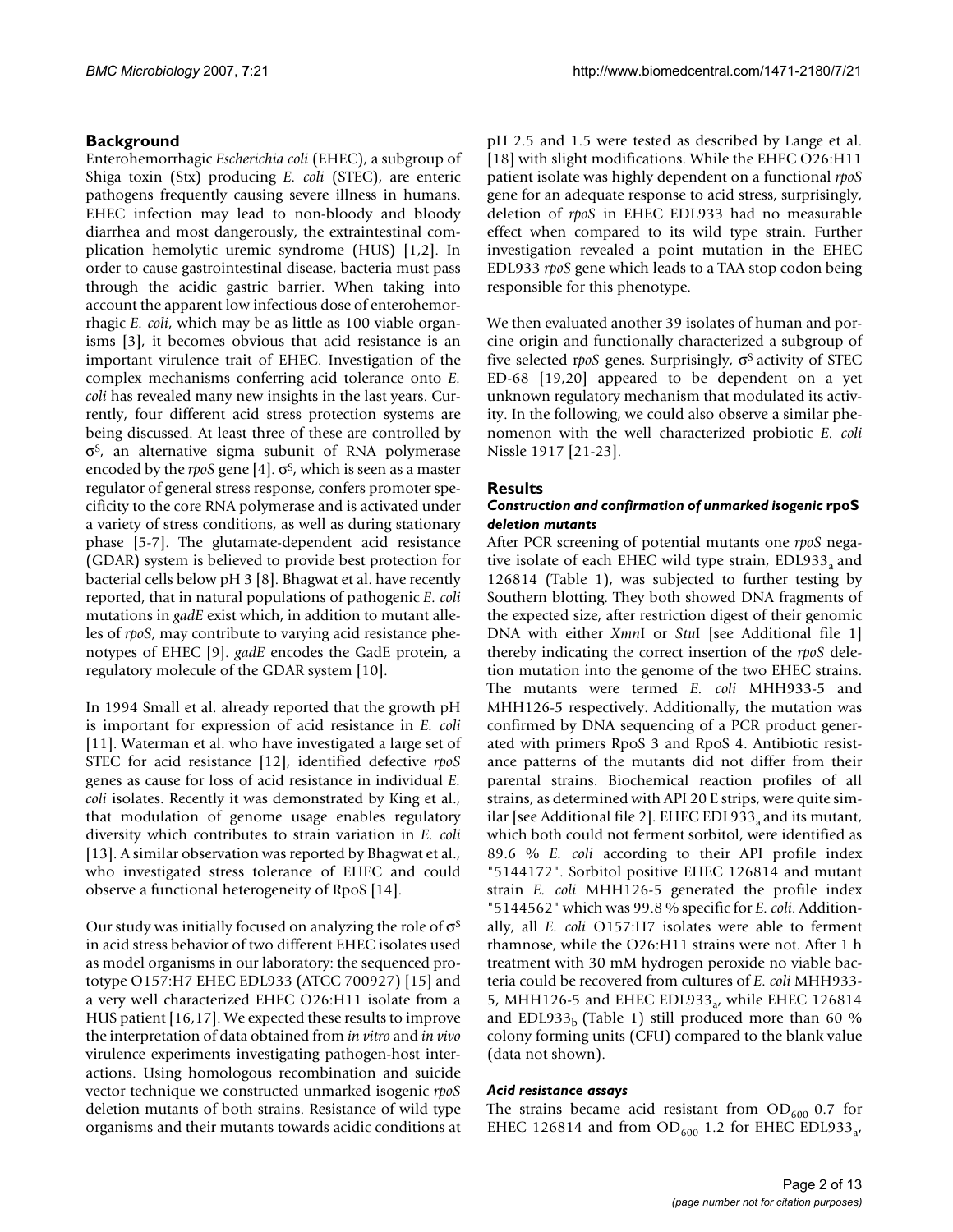## Background

Enterohemorrhagic *Escherichia coli* (EHEC), a subgroup of Shiga toxin (Stx) producing *E. coli* (STEC), are enteric pathogens frequently causing severe illness in humans. EHEC infection may lead to non-bloody and bloody diarrhea and most dangerously, the extraintestinal complication hemolytic uremic syndrome (HUS) [1,2]. In order to cause gastrointestinal disease, bacteria must pass through the acidic gastric barrier. When taking into account the apparent low infectious dose of enterohemorrhagic *E. coli*, which may be as little as 100 viable organisms [3], it becomes obvious that acid resistance is an important virulence trait of EHEC. Investigation of the complex mechanisms conferring acid tolerance onto *E. coli* has revealed many new insights in the last years. Currently, four different acid stress protection systems are being discussed. At least three of these are controlled by $\sigma^S$, an alternative sigma subunit of RNA polymerase encoded by the *rpoS* gene [4]. $\sigma^S$, which is seen as a master regulator of general stress response, confers promoter specificity to the core RNA polymerase and is activated under a variety of stress conditions, as well as during stationary phase [5-7]. The glutamate-dependent acid resistance (GDAR) system is believed to provide best protection for bacterial cells below pH 3 [8]. Bhagwat et al. have recently reported, that in natural populations of pathogenic *E. coli* mutations in *gadE* exist which, in addition to mutant alleles of *rpoS*, may contribute to varying acid resistance phenotypes of EHEC [9]. *gadE* encodes the GadE protein, a regulatory molecule of the GDAR system [10].

In 1994 Small et al. already reported that the growth pH is important for expression of acid resistance in *E. coli* [11]. Waterman et al. who have investigated a large set of STEC for acid resistance [12], identified defective *rpoS* genes as cause for loss of acid resistance in individual *E. coli* isolates. Recently it was demonstrated by King et al., that modulation of genome usage enables regulatory diversity which contributes to strain variation in *E. coli* [13]. A similar observation was reported by Bhagwat et al., who investigated stress tolerance of EHEC and could observe a functional heterogeneity of RpoS [14].

Our study was initially focused on analyzing the role of $\sigma^S$ in acid stress behavior of two different EHEC isolates used as model organisms in our laboratory: the sequenced prototype O157:H7 EHEC EDL933 (ATCC 700927) [15] and a very well characterized EHEC O26:H11 isolate from a HUS patient [16,17]. We expected these results to improve the interpretation of data obtained from *in vitro* and *in vivo* virulence experiments investigating pathogen-host interactions. Using homologous recombination and suicide vector technique we constructed unmarked isogenic *rpoS* deletion mutants of both strains. Resistance of wild type organisms and their mutants towards acidic conditions at pH 2.5 and 1.5 were tested as described by Lange et al. [18] with slight modifications. While the EHEC O26:H11 patient isolate was highly dependent on a functional *rpoS* gene for an adequate response to acid stress, surprisingly, deletion of *rpoS* in EHEC EDL933 had no measurable effect when compared to its wild type strain. Further investigation revealed a point mutation in the EHEC EDL933 *rpoS* gene which leads to a TAA stop codon being responsible for this phenotype.

We then evaluated another 39 isolates of human and porcine origin and functionally characterized a subgroup of five selected *rpoS* genes. Surprisingly, $\sigma^S$ activity of STEC ED-68 [19,20] appeared to be dependent on a yet unknown regulatory mechanism that modulated its activity. In the following, we could also observe a similar phenomenon with the well characterized probiotic *E. coli* Nissle 1917 [21-23].

## Results

### *Construction and confirmation of unmarked isogenic* rpoS *deletion mutants*

After PCR screening of potential mutants one *rpoS* negative isolate of each EHEC wild type strain, EDL933$_a$ and 126814 (Table 1), was subjected to further testing by Southern blotting. They both showed DNA fragments of the expected size, after restriction digest of their genomic DNA with either *Xmn*I or *Stu*I [see Additional file 1] thereby indicating the correct insertion of the *rpoS* deletion mutation into the genome of the two EHEC strains. The mutants were termed *E. coli* MHH933-5 and MHH126-5 respectively. Additionally, the mutation was confirmed by DNA sequencing of a PCR product generated with primers RpoS 3 and RpoS 4. Antibiotic resistance patterns of the mutants did not differ from their parental strains. Biochemical reaction profiles of all strains, as determined with API 20 E strips, were quite similar [see Additional file 2]. EHEC EDL933$_a$ and its mutant, which both could not ferment sorbitol, were identified as 89.6 % *E. coli* according to their API profile index "5144172". Sorbitol positive EHEC 126814 and mutant strain *E. coli* MHH126-5 generated the profile index "5144562" which was 99.8 % specific for *E. coli*. Additionally, all *E. coli* O157:H7 isolates were able to ferment rhamnose, while the O26:H11 strains were not. After 1 h treatment with 30 mM hydrogen peroxide no viable bacteria could be recovered from cultures of *E. coli* MHH933-5, MHH126-5 and EHEC EDL933$_a$, while EHEC 126814 and EDL933$_b$ (Table 1) still produced more than 60 % colony forming units (CFU) compared to the blank value (data not shown).

### *Acid resistance assays*

The strains became acid resistant from $OD_{600}$ 0.7 for EHEC 126814 and from $OD_{600}$ 1.2 for EHEC EDL933$_a$,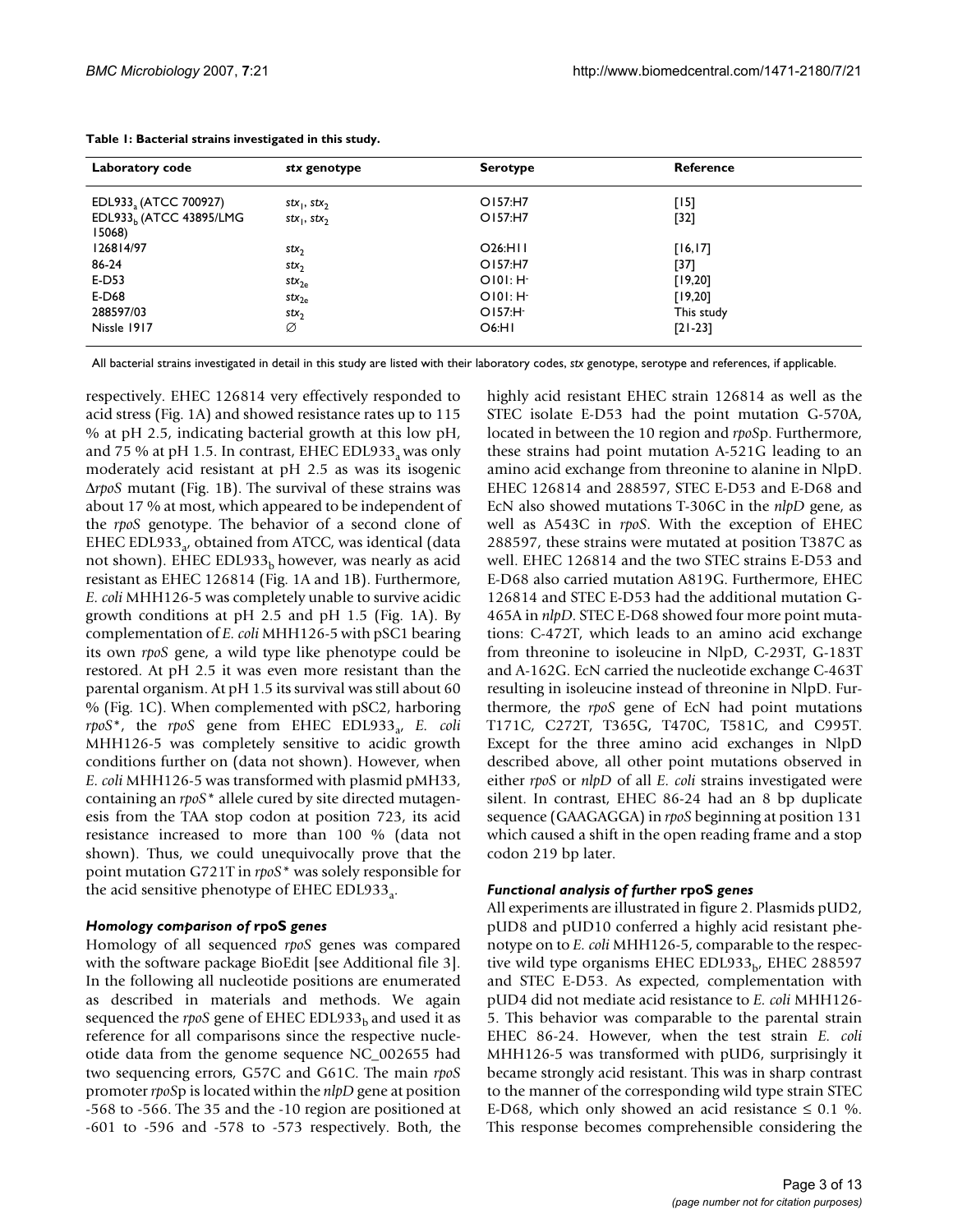**Table 1: Bacterial strains investigated in this study.**

| Laboratory code | *stx* genotype | Serotype | Reference |
| --- | --- | --- | --- |
| EDL933$_a$ (ATCC 700927) | $stx_1$, $stx_2$ | O157:H7 | [15] |
| EDL933$_b$ (ATCC 43895/LMG 15068) | $stx_1$, $stx_2$ | O157:H7 | [32] |
| 126814/97 | $stx_2$ | O26:H11 | [16,17] |
| 86-24 | $stx_2$ | O157:H7 | [37] |
| E-D53 | $stx_{2e}$ | O101: H$^-$ | [19,20] |
| E-D68 | $stx_{2e}$ | O101: H$^-$ | [19,20] |
| 288597/03 | $stx_2$ | O157:H$^-$ | This study |
| Nissle 1917 | ∅ | O6:H1 | [21-23] |

All bacterial strains investigated in detail in this study are listed with their laboratory codes, *stx* genotype, serotype and references, if applicable.

respectively. EHEC 126814 very effectively responded to acid stress (Fig. 1A) and showed resistance rates up to 115 % at pH 2.5, indicating bacterial growth at this low pH, and 75 % at pH 1.5. In contrast, EHEC EDL933$_a$ was only moderately acid resistant at pH 2.5 as was its isogenic Δ*rpoS* mutant (Fig. 1B). The survival of these strains was about 17 % at most, which appeared to be independent of the *rpoS* genotype. The behavior of a second clone of EHEC EDL933$_a$, obtained from ATCC, was identical (data not shown). EHEC EDL933$_b$ however, was nearly as acid resistant as EHEC 126814 (Fig. 1A and 1B). Furthermore, *E. coli* MHH126-5 was completely unable to survive acidic growth conditions at pH 2.5 and pH 1.5 (Fig. 1A). By complementation of *E. coli* MHH126-5 with pSC1 bearing its own *rpoS* gene, a wild type like phenotype could be restored. At pH 2.5 it was even more resistant than the parental organism. At pH 1.5 its survival was still about 60 % (Fig. 1C). When complemented with pSC2, harboring *rpoS\**, the *rpoS* gene from EHEC EDL933$_a$, *E. coli* MHH126-5 was completely sensitive to acidic growth conditions further on (data not shown). However, when *E. coli* MHH126-5 was transformed with plasmid pMH33, containing an *rpoS\** allele cured by site directed mutagenesis from the TAA stop codon at position 723, its acid resistance increased to more than 100 % (data not shown). Thus, we could unequivocally prove that the point mutation G721T in *rpoS\** was solely responsible for the acid sensitive phenotype of EHEC EDL933$_a$.

### *Homology comparison of* rpoS *genes*

Homology of all sequenced *rpoS* genes was compared with the software package BioEdit [see Additional file 3]. In the following all nucleotide positions are enumerated as described in materials and methods. We again sequenced the *rpoS* gene of EHEC EDL933$_b$ and used it as reference for all comparisons since the respective nucleotide data from the genome sequence NC_002655 had two sequencing errors, G57C and G61C. The main *rpoS* promoter *rpoS*p is located within the *nlpD* gene at position -568 to -566. The 35 and the -10 region are positioned at -601 to -596 and -578 to -573 respectively. Both, the highly acid resistant EHEC strain 126814 as well as the STEC isolate E-D53 had the point mutation G-570A, located in between the 10 region and *rpoS*p. Furthermore, these strains had point mutation A-521G leading to an amino acid exchange from threonine to alanine in NlpD. EHEC 126814 and 288597, STEC E-D53 and E-D68 and EcN also showed mutations T-306C in the *nlpD* gene, as well as A543C in *rpoS*. With the exception of EHEC 288597, these strains were mutated at position T387C as well. EHEC 126814 and the two STEC strains E-D53 and E-D68 also carried mutation A819G. Furthermore, EHEC 126814 and STEC E-D53 had the additional mutation G-465A in *nlpD*. STEC E-D68 showed four more point mutations: C-472T, which leads to an amino acid exchange from threonine to isoleucine in NlpD, C-293T, G-183T and A-162G. EcN carried the nucleotide exchange C-463T resulting in isoleucine instead of threonine in NlpD. Furthermore, the *rpoS* gene of EcN had point mutations T171C, C272T, T365G, T470C, T581C, and C995T. Except for the three amino acid exchanges in NlpD described above, all other point mutations observed in either *rpoS* or *nlpD* of all *E. coli* strains investigated were silent. In contrast, EHEC 86-24 had an 8 bp duplicate sequence (GAAGAGGA) in *rpoS* beginning at position 131 which caused a shift in the open reading frame and a stop codon 219 bp later.

### *Functional analysis of further* rpoS *genes*

All experiments are illustrated in figure 2. Plasmids pUD2, pUD8 and pUD10 conferred a highly acid resistant phenotype on to *E. coli* MHH126-5, comparable to the respective wild type organisms EHEC EDL933$_b$, EHEC 288597 and STEC E-D53. As expected, complementation with pUD4 did not mediate acid resistance to *E. coli* MHH126-5. This behavior was comparable to the parental strain EHEC 86-24. However, when the test strain *E. coli* MHH126-5 was transformed with pUD6, surprisingly it became strongly acid resistant. This was in sharp contrast to the manner of the corresponding wild type strain STEC E-D68, which only showed an acid resistance ≤ 0.1 %. This response becomes comprehensible considering the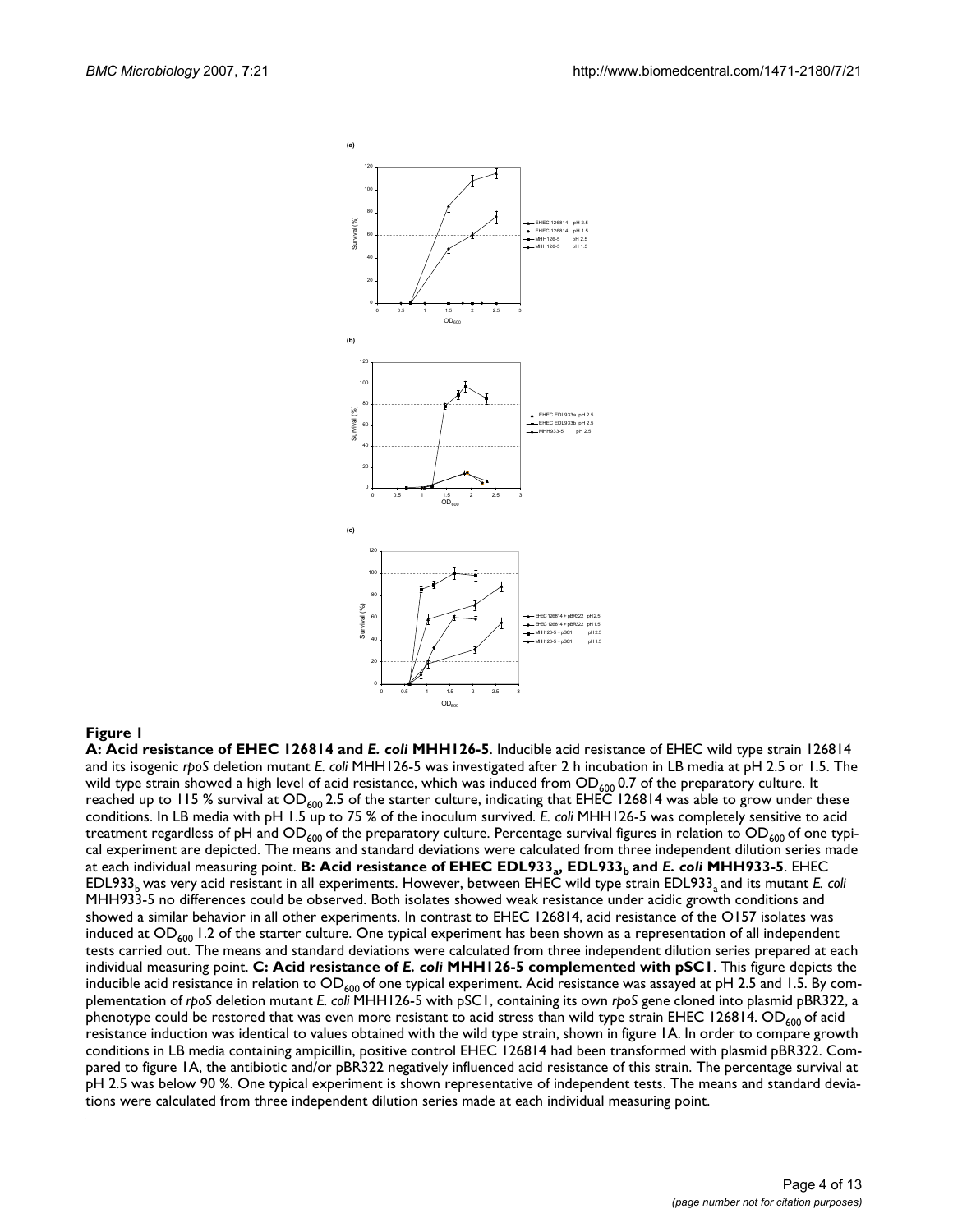**Figure 1**

**A: Acid resistance of EHEC 126814 and *E. coli* MHH126-5**. Inducible acid resistance of EHEC wild type strain 126814 and its isogenic *rpoS* deletion mutant *E. coli* MHH126-5 was investigated after 2 h incubation in LB media at pH 2.5 or 1.5. The wild type strain showed a high level of acid resistance, which was induced from $OD_{600}$ 0.7 of the preparatory culture. It reached up to 115 % survival at $OD_{600}$ 2.5 of the starter culture, indicating that EHEC 126814 was able to grow under these conditions. In LB media with pH 1.5 up to 75 % of the inoculum survived. *E. coli* MHH126-5 was completely sensitive to acid treatment regardless of pH and $OD_{600}$ of the preparatory culture. Percentage survival figures in relation to $OD_{600}$ of one typical experiment are depicted. The means and standard deviations were calculated from three independent dilution series made at each individual measuring point. **B: Acid resistance of EHEC EDL933$_a$, EDL933$_b$ and *E. coli* MHH933-5**. EHEC EDL933$_b$ was very acid resistant in all experiments. However, between EHEC wild type strain EDL933$_a$ and its mutant *E. coli* MHH933-5 no differences could be observed. Both isolates showed weak resistance under acidic growth conditions and showed a similar behavior in all other experiments. In contrast to EHEC 126814, acid resistance of the O157 isolates was induced at $OD_{600}$ 1.2 of the starter culture. One typical experiment has been shown as a representation of all independent tests carried out. The means and standard deviations were calculated from three independent dilution series prepared at each individual measuring point. **C: Acid resistance of *E. coli* MHH126-5 complemented with pSC1**. This figure depicts the inducible acid resistance in relation to $OD_{600}$ of one typical experiment. Acid resistance was assayed at pH 2.5 and 1.5. By complementation of *rpoS* deletion mutant *E. coli* MHH126-5 with pSC1, containing its own *rpoS* gene cloned into plasmid pBR322, a phenotype could be restored that was even more resistant to acid stress than wild type strain EHEC 126814. $OD_{600}$ of acid resistance induction was identical to values obtained with the wild type strain, shown in figure 1A. In order to compare growth conditions in LB media containing ampicillin, positive control EHEC 126814 had been transformed with plasmid pBR322. Compared to figure 1A, the antibiotic and/or pBR322 negatively influenced acid resistance of this strain. The percentage survival at pH 2.5 was below 90 %. One typical experiment is shown representative of independent tests. The means and standard deviations were calculated from three independent dilution series made at each individual measuring point.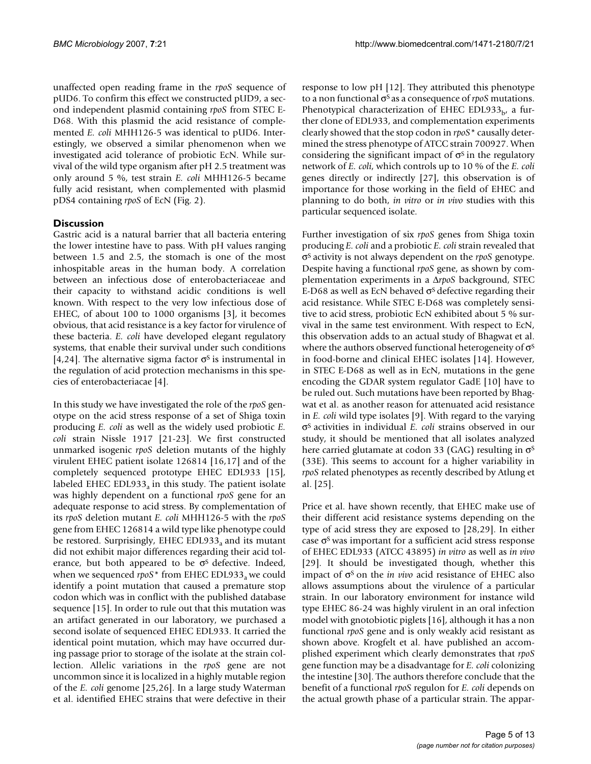unaffected open reading frame in the *rpoS* sequence of pUD6. To confirm this effect we constructed pUD9, a second independent plasmid containing *rpoS* from STEC E-D68. With this plasmid the acid resistance of complemented *E. coli* MHH126-5 was identical to pUD6. Interestingly, we observed a similar phenomenon when we investigated acid tolerance of probiotic EcN. While survival of the wild type organism after pH 2.5 treatment was only around 5 %, test strain *E. coli* MHH126-5 became fully acid resistant, when complemented with plasmid pDS4 containing *rpoS* of EcN (Fig. 2).

## Discussion

Gastric acid is a natural barrier that all bacteria entering the lower intestine have to pass. With pH values ranging between 1.5 and 2.5, the stomach is one of the most inhospitable areas in the human body. A correlation between an infectious dose of enterobacteriaceae and their capacity to withstand acidic conditions is well known. With respect to the very low infectious dose of EHEC, of about 100 to 1000 organisms [3], it becomes obvious, that acid resistance is a key factor for virulence of these bacteria. *E. coli* have developed elegant regulatory systems, that enable their survival under such conditions [4,24]. The alternative sigma factor $\sigma^S$ is instrumental in the regulation of acid protection mechanisms in this species of enterobacteriacae [4].

In this study we have investigated the role of the *rpoS* genotype on the acid stress response of a set of Shiga toxin producing *E. coli* as well as the widely used probiotic *E. coli* strain Nissle 1917 [21-23]. We first constructed unmarked isogenic *rpoS* deletion mutants of the highly virulent EHEC patient isolate 126814 [16,17] and of the completely sequenced prototype EHEC EDL933 [15], labeled EHEC EDL933$_a$ in this study. The patient isolate was highly dependent on a functional *rpoS* gene for an adequate response to acid stress. By complementation of its *rpoS* deletion mutant *E. coli* MHH126-5 with the *rpoS* gene from EHEC 126814 a wild type like phenotype could be restored. Surprisingly, EHEC EDL933$_a$ and its mutant did not exhibit major differences regarding their acid tolerance, but both appeared to be $\sigma^S$ defective. Indeed, when we sequenced *rpoS\** from EHEC EDL933$_a$ we could identify a point mutation that caused a premature stop codon which was in conflict with the published database sequence [15]. In order to rule out that this mutation was an artifact generated in our laboratory, we purchased a second isolate of sequenced EHEC EDL933. It carried the identical point mutation, which may have occurred during passage prior to storage of the isolate at the strain collection. Allelic variations in the *rpoS* gene are not uncommon since it is localized in a highly mutable region of the *E. coli* genome [25,26]. In a large study Waterman et al. identified EHEC strains that were defective in their response to low pH [12]. They attributed this phenotype to a non functional $\sigma^S$ as a consequence of *rpoS* mutations. Phenotypical characterization of EHEC EDL933$_b$, a further clone of EDL933, and complementation experiments clearly showed that the stop codon in *rpoS\** causally determined the stress phenotype of ATCC strain 700927. When considering the significant impact of $\sigma^S$ in the regulatory network of *E. coli*, which controls up to 10 % of the *E. coli* genes directly or indirectly [27], this observation is of importance for those working in the field of EHEC and planning to do both, *in vitro* or *in vivo* studies with this particular sequenced isolate.

Further investigation of six *rpoS* genes from Shiga toxin producing *E. coli* and a probiotic *E. coli* strain revealed that $\sigma^S$ activity is not always dependent on the *rpoS* genotype. Despite having a functional *rpoS* gene, as shown by complementation experiments in a Δ*rpoS* background, STEC E-D68 as well as EcN behaved $\sigma^S$ defective regarding their acid resistance. While STEC E-D68 was completely sensitive to acid stress, probiotic EcN exhibited about 5 % survival in the same test environment. With respect to EcN, this observation adds to an actual study of Bhagwat et al. where the authors observed functional heterogeneity of $\sigma^S$ in food-borne and clinical EHEC isolates [14]. However, in STEC E-D68 as well as in EcN, mutations in the gene encoding the GDAR system regulator GadE [10] have to be ruled out. Such mutations have been reported by Bhagwat et al. as another reason for attenuated acid resistance in *E. coli* wild type isolates [9]. With regard to the varying $\sigma^S$ activities in individual *E. coli* strains observed in our study, it should be mentioned that all isolates analyzed here carried glutamate at codon 33 (GAG) resulting in $\sigma^S$ (33E). This seems to account for a higher variability in *rpoS* related phenotypes as recently described by Atlung et al. [25].

Price et al. have shown recently, that EHEC make use of their different acid resistance systems depending on the type of acid stress they are exposed to [28,29]. In either case $\sigma^S$ was important for a sufficient acid stress response of EHEC EDL933 (ATCC 43895) *in vitro* as well as *in vivo* [29]. It should be investigated though, whether this impact of $\sigma^S$ on the *in vivo* acid resistance of EHEC also allows assumptions about the virulence of a particular strain. In our laboratory environment for instance wild type EHEC 86-24 was highly virulent in an oral infection model with gnotobiotic piglets [16], although it has a non functional *rpoS* gene and is only weakly acid resistant as shown above. Krogfelt et al. have published an accomplished experiment which clearly demonstrates that *rpoS* gene function may be a disadvantage for *E. coli* colonizing the intestine [30]. The authors therefore conclude that the benefit of a functional *rpoS* regulon for *E. coli* depends on the actual growth phase of a particular strain. The appar-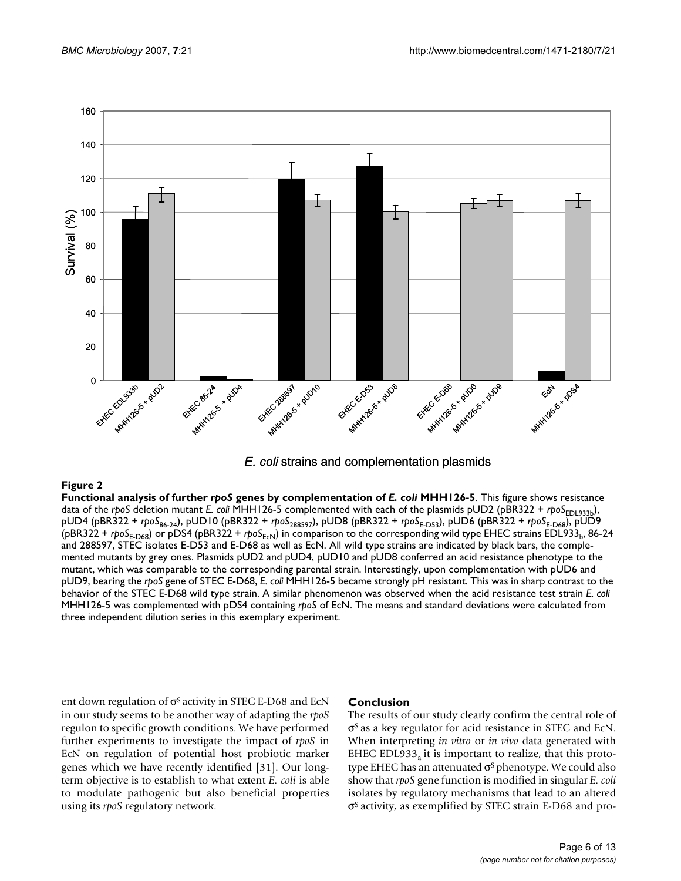**Figure 2**

**Functional analysis of further *rpoS* genes by complementation of *E. coli* MHH126-5**. This figure shows resistance data of the *rpoS* deletion mutant *E. coli* MHH126-5 complemented with each of the plasmids pUD2 (pBR322 + $rpoS_{EDL933b}$), pUD4 (pBR322 + $rpoS_{86-24}$), pUD10 (pBR322 + $rpoS_{288597}$), pUD8 (pBR322 + $rpoS_{E-D53}$), pUD6 (pBR322 + $rpoS_{E-D68}$), pUD9 (pBR322 + $rpoS_{E-D68}$) or pDS4 (pBR322 + $rpoS_{EcN}$) in comparison to the corresponding wild type EHEC strains $EDL933_b$, 86-24 and 288597, STEC isolates E-D53 and E-D68 as well as EcN. All wild type strains are indicated by black bars, the complemented mutants by grey ones. Plasmids pUD2 and pUD4, pUD10 and pUD8 conferred an acid resistance phenotype to the mutant, which was comparable to the corresponding parental strain. Interestingly, upon complementation with pUD6 and pUD9, bearing the *rpoS* gene of STEC E-D68, *E. coli* MHH126-5 became strongly pH resistant. This was in sharp contrast to the behavior of the STEC E-D68 wild type strain. A similar phenomenon was observed when the acid resistance test strain *E. coli* MHH126-5 was complemented with pDS4 containing *rpoS* of EcN. The means and standard deviations were calculated from three independent dilution series in this exemplary experiment.

ent down regulation of $\sigma^S$ activity in STEC E-D68 and EcN in our study seems to be another way of adapting the *rpoS* regulon to specific growth conditions. We have performed further experiments to investigate the impact of *rpoS* in EcN on regulation of potential host probiotic marker genes which we have recently identified [31]. Our long-term objective is to establish to what extent *E. coli* is able to modulate pathogenic but also beneficial properties using its *rpoS* regulatory network.

## Conclusion

The results of our study clearly confirm the central role of $\sigma^S$ as a key regulator for acid resistance in STEC and EcN. When interpreting *in vitro* or *in vivo* data generated with EHEC $EDL933_a$ it is important to realize, that this prototype EHEC has an attenuated $\sigma^S$ phenotype. We could also show that *rpoS* gene function is modified in singular *E. coli* isolates by regulatory mechanisms that lead to an altered $\sigma^S$ activity, as exemplified by STEC strain E-D68 and pro-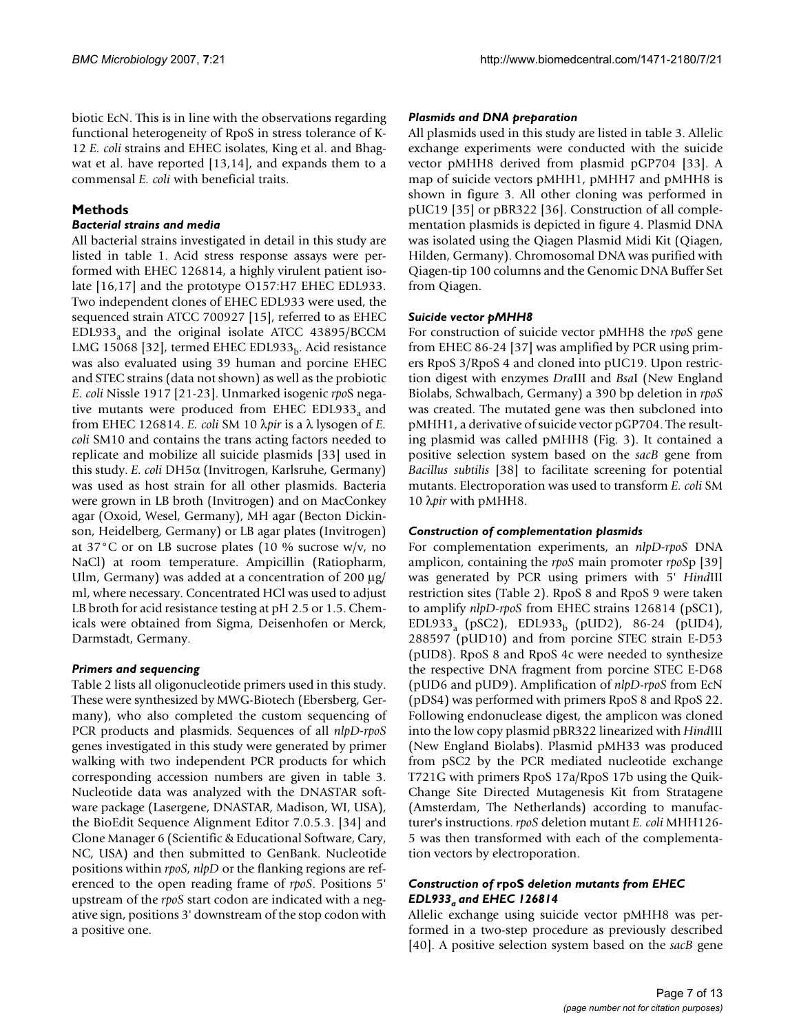biotic EcN. This is in line with the observations regarding functional heterogeneity of RpoS in stress tolerance of K-12 *E. coli* strains and EHEC isolates, King et al. and Bhagwat et al. have reported [13,14], and expands them to a commensal *E. coli* with beneficial traits.

## Methods

### *Bacterial strains and media*

All bacterial strains investigated in detail in this study are listed in table 1. Acid stress response assays were performed with EHEC 126814, a highly virulent patient isolate [16,17] and the prototype O157:H7 EHEC EDL933. Two independent clones of EHEC EDL933 were used, the sequenced strain ATCC 700927 [15], referred to as EHEC $EDL933_a$ and the original isolate ATCC 43895/BCCM LMG 15068 [32], termed EHEC $EDL933_b$. Acid resistance was also evaluated using 39 human and porcine EHEC and STEC strains (data not shown) as well as the probiotic *E. coli* Nissle 1917 [21-23]. Unmarked isogenic *rpo*S negative mutants were produced from EHEC $EDL933_a$ and from EHEC 126814. *E. coli* SM 10 λ*pir* is a λ lysogen of *E. coli* SM10 and contains the trans acting factors needed to replicate and mobilize all suicide plasmids [33] used in this study. *E. coli* DH5α (Invitrogen, Karlsruhe, Germany) was used as host strain for all other plasmids. Bacteria were grown in LB broth (Invitrogen) and on MacConkey agar (Oxoid, Wesel, Germany), MH agar (Becton Dickinson, Heidelberg, Germany) or LB agar plates (Invitrogen) at 37°C or on LB sucrose plates (10 % sucrose w/v, no NaCl) at room temperature. Ampicillin (Ratiopharm, Ulm, Germany) was added at a concentration of 200 µg/ml, where necessary. Concentrated HCl was used to adjust LB broth for acid resistance testing at pH 2.5 or 1.5. Chemicals were obtained from Sigma, Deisenhofen or Merck, Darmstadt, Germany.

### *Primers and sequencing*

Table 2 lists all oligonucleotide primers used in this study. These were synthesized by MWG-Biotech (Ebersberg, Germany), who also completed the custom sequencing of PCR products and plasmids. Sequences of all *nlpD-rpoS* genes investigated in this study were generated by primer walking with two independent PCR products for which corresponding accession numbers are given in table 3. Nucleotide data was analyzed with the DNASTAR software package (Lasergene, DNASTAR, Madison, WI, USA), the BioEdit Sequence Alignment Editor 7.0.5.3. [34] and Clone Manager 6 (Scientific & Educational Software, Cary, NC, USA) and then submitted to GenBank. Nucleotide positions within *rpoS*, *nlpD* or the flanking regions are referenced to the open reading frame of *rpoS*. Positions 5' upstream of the *rpoS* start codon are indicated with a negative sign, positions 3' downstream of the stop codon with a positive one.

### *Plasmids and DNA preparation*

All plasmids used in this study are listed in table 3. Allelic exchange experiments were conducted with the suicide vector pMHH8 derived from plasmid pGP704 [33]. A map of suicide vectors pMHH1, pMHH7 and pMHH8 is shown in figure 3. All other cloning was performed in pUC19 [35] or pBR322 [36]. Construction of all complementation plasmids is depicted in figure 4. Plasmid DNA was isolated using the Qiagen Plasmid Midi Kit (Qiagen, Hilden, Germany). Chromosomal DNA was purified with Qiagen-tip 100 columns and the Genomic DNA Buffer Set from Qiagen.

### *Suicide vector pMHH8*

For construction of suicide vector pMHH8 the *rpoS* gene from EHEC 86-24 [37] was amplified by PCR using primers RpoS 3/RpoS 4 and cloned into pUC19. Upon restriction digest with enzymes *Dra*III and *Bsa*I (New England Biolabs, Schwalbach, Germany) a 390 bp deletion in *rpoS* was created. The mutated gene was then subcloned into pMHH1, a derivative of suicide vector pGP704. The resulting plasmid was called pMHH8 (Fig. 3). It contained a positive selection system based on the *sacB* gene from *Bacillus subtilis* [38] to facilitate screening for potential mutants. Electroporation was used to transform *E. coli* SM 10 λ*pir* with pMHH8.

### *Construction of complementation plasmids*

For complementation experiments, an *nlpD-rpoS* DNA amplicon, containing the *rpoS* main promoter *rpoS*p [39] was generated by PCR using primers with 5' *Hind*III restriction sites (Table 2). RpoS 8 and RpoS 9 were taken to amplify *nlpD-rpoS* from EHEC strains 126814 (pSC1), $EDL933_a$ (pSC2), $EDL933_b$ (pUD2), 86-24 (pUD4), 288597 (pUD10) and from porcine STEC strain E-D53 (pUD8). RpoS 8 and RpoS 4c were needed to synthesize the respective DNA fragment from porcine STEC E-D68 (pUD6 and pUD9). Amplification of *nlpD-rpoS* from EcN (pDS4) was performed with primers RpoS 8 and RpoS 22. Following endonuclease digest, the amplicon was cloned into the low copy plasmid pBR322 linearized with *Hind*III (New England Biolabs). Plasmid pMH33 was produced from pSC2 by the PCR mediated nucleotide exchange T721G with primers RpoS 17a/RpoS 17b using the QuikChange Site Directed Mutagenesis Kit from Stratagene (Amsterdam, The Netherlands) according to manufacturer's instructions. *rpoS* deletion mutant *E. coli* MHH126-5 was then transformed with each of the complementation vectors by electroporation.

### *Construction of* rpoS *deletion mutants from EHEC $EDL933_a$ and EHEC 126814*

Allelic exchange using suicide vector pMHH8 was performed in a two-step procedure as previously described [40]. A positive selection system based on the *sacB* gene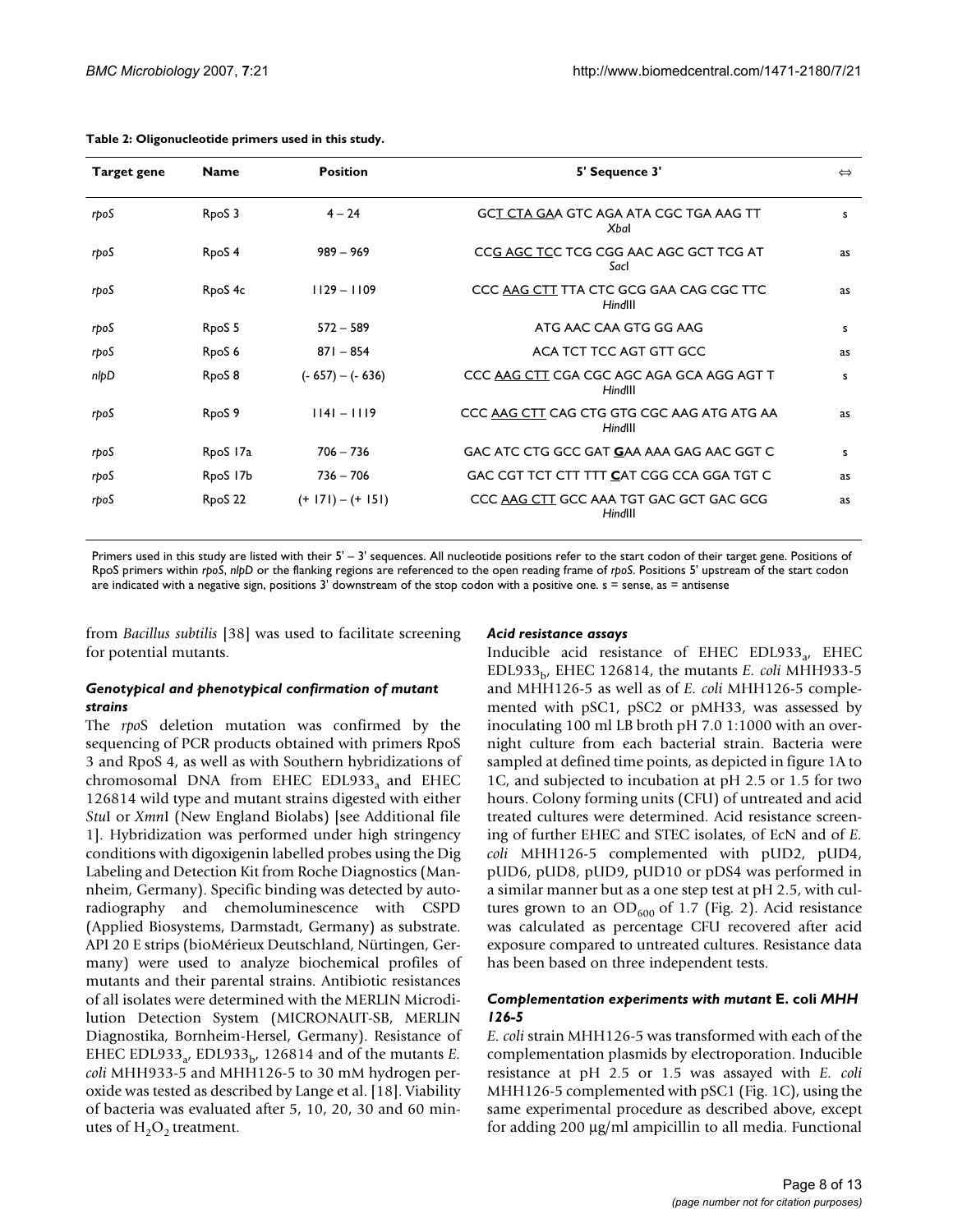**Table 2: Oligonucleotide primers used in this study.**

| Target gene | Name | Position | 5' Sequence 3' | ⇔ |
|---|---|---|---|---|
| *rpoS* | RpoS 3 | 4 – 24 | GC<u>T CTA GA</u>A GTC AGA ATA CGC TGA AAG TT *Xba*I | s |
| *rpoS* | RpoS 4 | 989 – 969 | CC<u>G AGC TC</u>C TCG CGG AAC AGC GCT TCG AT *Sac*I | as |
| *rpoS* | RpoS 4c | 1129 – 1109 | CCC <u>AAG CTT</u> TTA CTC GCG GAA CAG CGC TTC *Hind*III | as |
| *rpoS* | RpoS 5 | 572 – 589 | ATG AAC CAA GTG GG AAG | s |
| *rpoS* | RpoS 6 | 871 – 854 | ACA TCT TCC AGT GTT GCC | as |
| *nlpD* | RpoS 8 | (- 657) – (- 636) | CCC <u>AAG CTT</u> CGA CGC AGC AGA GCA AGG AGT T *Hind*III | s |
| *rpoS* | RpoS 9 | 1141 – 1119 | CCC <u>AAG CTT</u> CAG CTG GTG CGC AAG ATG ATG AA *Hind*III | as |
| *rpoS* | RpoS 17a | 706 – 736 | GAC ATC CTG GCC GAT **<u>G</u>**AA AAA GAG AAC GGT C | s |
| *rpoS* | RpoS 17b | 736 – 706 | GAC CGT TCT CTT TTT **<u>C</u>**AT CGG CCA GGA TGT C | as |
| *rpoS* | RpoS 22 | (+ 171) – (+ 151) | CCC <u>AAG CTT</u> GCC AAA TGT GAC GCT GAC GCG *Hind*III | as |

Primers used in this study are listed with their 5' – 3' sequences. All nucleotide positions refer to the start codon of their target gene. Positions of RpoS primers within *rpoS*, *nlpD* or the flanking regions are referenced to the open reading frame of *rpoS*. Positions 5' upstream of the start codon are indicated with a negative sign, positions 3' downstream of the stop codon with a positive one. s = sense, as = antisense

from *Bacillus subtilis* [38] was used to facilitate screening for potential mutants.

### *Genotypical and phenotypical confirmation of mutant strains*

The *rpo*S deletion mutation was confirmed by the sequencing of PCR products obtained with primers RpoS 3 and RpoS 4, as well as with Southern hybridizations of chromosomal DNA from EHEC $EDL933_a$ and EHEC 126814 wild type and mutant strains digested with either *Stu*I or *Xmn*I (New England Biolabs) [see Additional file 1]. Hybridization was performed under high stringency conditions with digoxigenin labelled probes using the Dig Labeling and Detection Kit from Roche Diagnostics (Mannheim, Germany). Specific binding was detected by autoradiography and chemoluminescence with CSPD (Applied Biosystems, Darmstadt, Germany) as substrate. API 20 E strips (bioMérieux Deutschland, Nürtingen, Germany) were used to analyze biochemical profiles of mutants and their parental strains. Antibiotic resistances of all isolates were determined with the MERLIN Microdilution Detection System (MICRONAUT-SB, MERLIN Diagnostika, Bornheim-Hersel, Germany). Resistance of EHEC $EDL933_a$, $EDL933_b$, 126814 and of the mutants *E. coli* MHH933-5 and MHH126-5 to 30 mM hydrogen peroxide was tested as described by Lange et al. [18]. Viability of bacteria was evaluated after 5, 10, 20, 30 and 60 minutes of $H_2O_2$ treatment.

### *Acid resistance assays*

Inducible acid resistance of EHEC $EDL933_a$, EHEC $EDL933_b$, EHEC 126814, the mutants *E. coli* MHH933-5 and MHH126-5 as well as of *E. coli* MHH126-5 complemented with pSC1, pSC2 or pMH33, was assessed by inoculating 100 ml LB broth pH 7.0 1:1000 with an overnight culture from each bacterial strain. Bacteria were sampled at defined time points, as depicted in figure 1A to 1C, and subjected to incubation at pH 2.5 or 1.5 for two hours. Colony forming units (CFU) of untreated and acid treated cultures were determined. Acid resistance screening of further EHEC and STEC isolates, of EcN and of *E. coli* MHH126-5 complemented with pUD2, pUD4, pUD6, pUD8, pUD9, pUD10 or pDS4 was performed in a similar manner but as a one step test at pH 2.5, with cultures grown to an $OD_{600}$ of 1.7 (Fig. 2). Acid resistance was calculated as percentage CFU recovered after acid exposure compared to untreated cultures. Resistance data has been based on three independent tests.

### *Complementation experiments with mutant* E. coli *MHH 126-5*

*E. coli* strain MHH126-5 was transformed with each of the complementation plasmids by electroporation. Inducible resistance at pH 2.5 or 1.5 was assayed with *E. coli* MHH126-5 complemented with pSC1 (Fig. 1C), using the same experimental procedure as described above, except for adding 200 µg/ml ampicillin to all media. Functional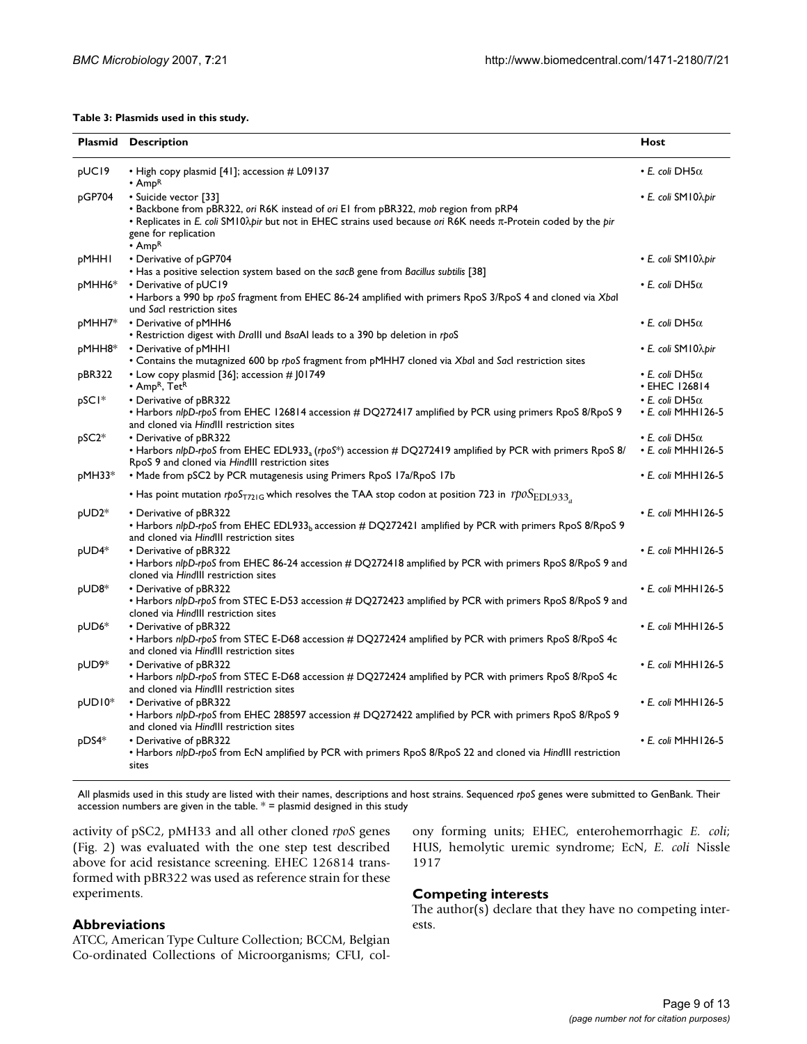**Table 3: Plasmids used in this study.**

| Plasmid | Description | Host |
|---|---|---|
| pUC19 | • High copy plasmid [41]; accession # L09137<br>• Amp$^R$ | • *E. coli* DH5α |
| pGP704 | • Suicide vector [33]<br>• Backbone from pBR322, *ori* R6K instead of *ori* E1 from pBR322, *mob* region from pRP4<br>• Replicates in *E. coli* SM10λ*pir* but not in EHEC strains used because *ori* R6K needs π-Protein coded by the *pir* gene for replication<br>• Amp$^R$ | • *E. coli* SM10λ*pir* |
| pMHH1 | • Derivative of pGP704<br>• Has a positive selection system based on the *sacB* gene from *Bacillus subtilis* [38] | • *E. coli* SM10λ*pir* |
| pMHH6* | • Derivative of pUC19<br>• Harbors a 990 bp *rpoS* fragment from EHEC 86-24 amplified with primers RpoS 3/RpoS 4 and cloned via *Xba*I und *Sac*I restriction sites | • *E. coli* DH5α |
| pMHH7* | • Derivative of pMHH6<br>• Restriction digest with *Dra*III und *Bsa*AI leads to a 390 bp deletion in *rpoS* | • *E. coli* DH5α |
| pMHH8* | • Derivative of pMHH1<br>• Contains the mutagnized 600 bp *rpoS* fragment from pMHH7 cloned via *Xba*I and *Sac*I restriction sites | • *E. coli* SM10λ*pir* |
| pBR322 | • Low copy plasmid [36]; accession # J01749<br>• Amp$^R$, Tet$^R$ | • *E. coli* DH5α<br>• EHEC 126814 |
| pSC1* | • Derivative of pBR322<br>• Harbors *nlpD-rpoS* from EHEC 126814 accession # DQ272417 amplified by PCR using primers RpoS 8/RpoS 9 and cloned via *Hind*III restriction sites | • *E. coli* DH5α<br>• *E. coli* MHH126-5 |
| pSC2* | • Derivative of pBR322<br>• Harbors *nlpD-rpoS* from EHEC EDL933$_a$ (*rpoS**) accession # DQ272419 amplified by PCR with primers RpoS 8/ RpoS 9 and cloned via *Hind*III restriction sites | • *E. coli* DH5α<br>• *E. coli* MHH126-5 |
| pMH33* | • Made from pSC2 by PCR mutagenesis using Primers RpoS 17a/RpoS 17b<br>• Has point mutation $rpoS_{T721G}$ which resolves the TAA stop codon at position 723 in $rpoS_{EDL933_a}$ | • *E. coli* MHH126-5 |
| pUD2* | • Derivative of pBR322<br>• Harbors *nlpD-rpoS* from EHEC EDL933$_b$ accession # DQ272421 amplified by PCR with primers RpoS 8/RpoS 9 and cloned via *Hind*III restriction sites | • *E. coli* MHH126-5 |
| pUD4* | • Derivative of pBR322<br>• Harbors *nlpD-rpoS* from EHEC 86-24 accession # DQ272418 amplified by PCR with primers RpoS 8/RpoS 9 and cloned via *Hind*III restriction sites | • *E. coli* MHH126-5 |
| pUD8* | • Derivative of pBR322<br>• Harbors *nlpD-rpoS* from STEC E-D53 accession # DQ272423 amplified by PCR with primers RpoS 8/RpoS 9 and cloned via *Hind*III restriction sites | • *E. coli* MHH126-5 |
| pUD6* | • Derivative of pBR322<br>• Harbors *nlpD-rpoS* from STEC E-D68 accession # DQ272424 amplified by PCR with primers RpoS 8/RpoS 4c and cloned via *Hind*III restriction sites | • *E. coli* MHH126-5 |
| pUD9* | • Derivative of pBR322<br>• Harbors *nlpD-rpoS* from STEC E-D68 accession # DQ272424 amplified by PCR with primers RpoS 8/RpoS 4c and cloned via *Hind*III restriction sites | • *E. coli* MHH126-5 |
| pUD10* | • Derivative of pBR322<br>• Harbors *nlpD-rpoS* from EHEC 288597 accession # DQ272422 amplified by PCR with primers RpoS 8/RpoS 9 and cloned via *Hind*III restriction sites | • *E. coli* MHH126-5 |
| pDS4* | • Derivative of pBR322<br>• Harbors *nlpD-rpoS* from EcN amplified by PCR with primers RpoS 8/RpoS 22 and cloned via *Hind*III restriction sites | • *E. coli* MHH126-5 |

All plasmids used in this study are listed with their names, descriptions and host strains. Sequenced *rpoS* genes were submitted to GenBank. Their accession numbers are given in the table. * = plasmid designed in this study

activity of pSC2, pMH33 and all other cloned *rpoS* genes (Fig. 2) was evaluated with the one step test described above for acid resistance screening. EHEC 126814 transformed with pBR322 was used as reference strain for these experiments.

## Abbreviations

ATCC, American Type Culture Collection; BCCM, Belgian Co-ordinated Collections of Microorganisms; CFU, colony forming units; EHEC, enterohemorrhagic *E. coli*; HUS, hemolytic uremic syndrome; EcN, *E. coli* Nissle 1917

## Competing interests

The author(s) declare that they have no competing interests.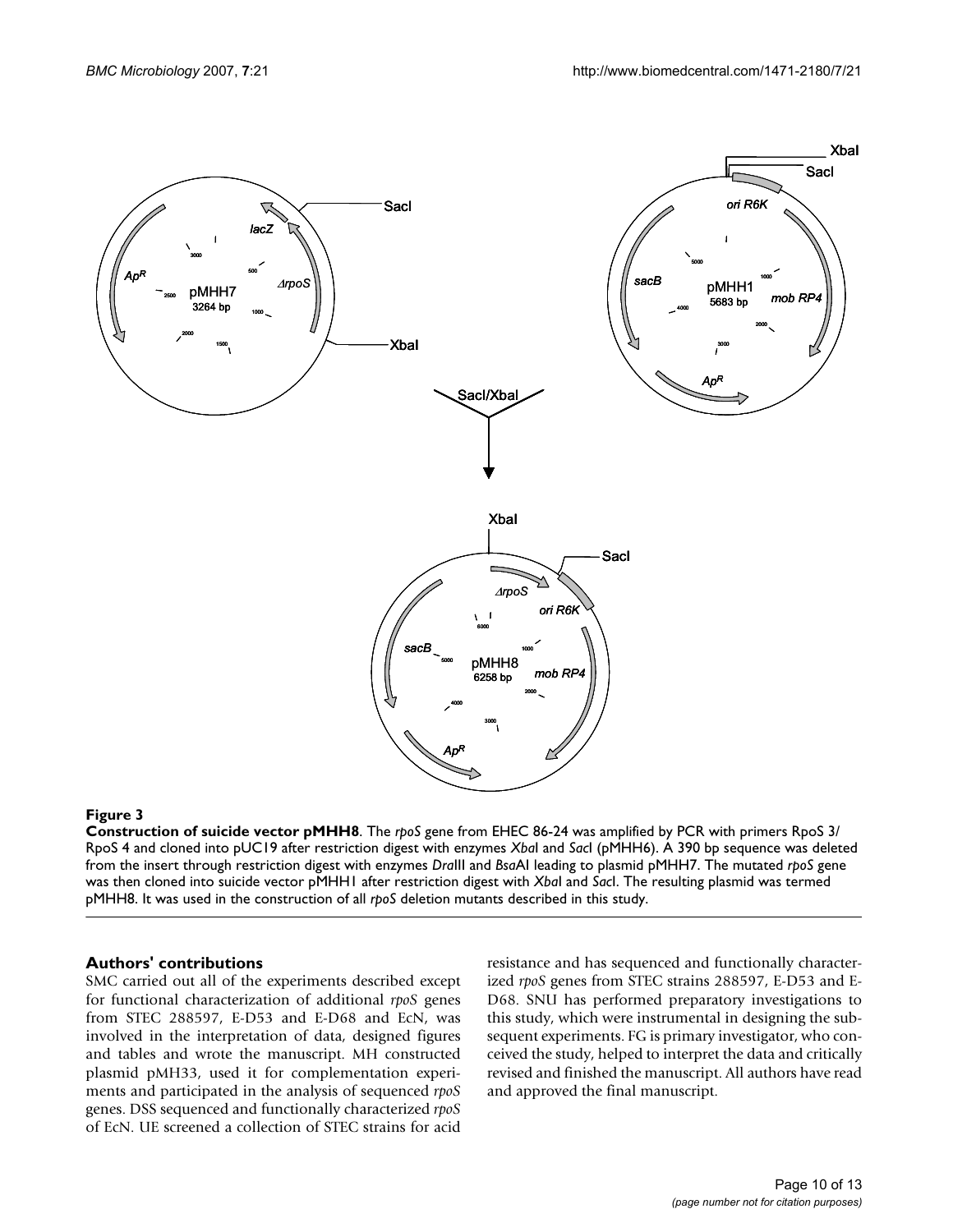**Figure 3**

**Construction of suicide vector pMHH8**. The *rpoS* gene from EHEC 86-24 was amplified by PCR with primers RpoS 3/ RpoS 4 and cloned into pUC19 after restriction digest with enzymes *Xba*I and *Sac*I (pMHH6). A 390 bp sequence was deleted from the insert through restriction digest with enzymes *Dra*III and *Bsa*AI leading to plasmid pMHH7. The mutated *rpoS* gene was then cloned into suicide vector pMHH1 after restriction digest with *Xba*I and *Sac*I. The resulting plasmid was termed pMHH8. It was used in the construction of all *rpoS* deletion mutants described in this study.

## Authors' contributions

SMC carried out all of the experiments described except for functional characterization of additional *rpoS* genes from STEC 288597, E-D53 and E-D68 and EcN, was involved in the interpretation of data, designed figures and tables and wrote the manuscript. MH constructed plasmid pMH33, used it for complementation experiments and participated in the analysis of sequenced *rpoS* genes. DSS sequenced and functionally characterized *rpoS* of EcN. UE screened a collection of STEC strains for acid resistance and has sequenced and functionally characterized *rpoS* genes from STEC strains 288597, E-D53 and E-D68. SNU has performed preparatory investigations to this study, which were instrumental in designing the subsequent experiments. FG is primary investigator, who conceived the study, helped to interpret the data and critically revised and finished the manuscript. All authors have read and approved the final manuscript.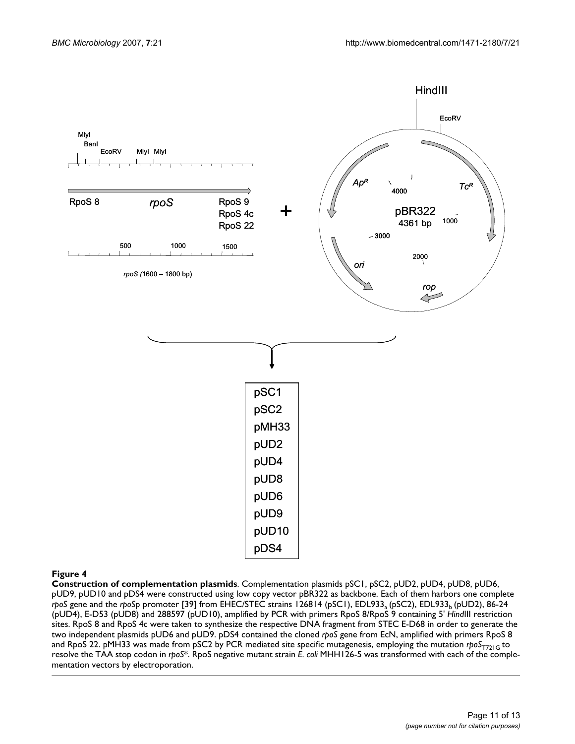**Figure 4**

**Construction of complementation plasmids**. Complementation plasmids pSC1, pSC2, pUD2, pUD4, pUD8, pUD6, pUD9, pUD10 and pDS4 were constructed using low copy vector pBR322 as backbone. Each of them harbors one complete *rpoS* gene and the *rpoS*p promoter [39] from EHEC/STEC strains 126814 (pSC1), EDL933$_a$ (pSC2), EDL933$_b$ (pUD2), 86-24 (pUD4), E-D53 (pUD8) and 288597 (pUD10), amplified by PCR with primers RpoS 8/RpoS 9 containing 5' *Hind*III restriction sites. RpoS 8 and RpoS 4c were taken to synthesize the respective DNA fragment from STEC E-D68 in order to generate the two independent plasmids pUD6 and pUD9. pDS4 contained the cloned *rpoS* gene from EcN, amplified with primers RpoS 8 and RpoS 22. pMH33 was made from pSC2 by PCR mediated site specific mutagenesis, employing the mutation *rpoS*$_{T721G}$ to resolve the TAA stop codon in *rpoS*\*. RpoS negative mutant strain *E. coli* MHH126-5 was transformed with each of the complementation vectors by electroporation.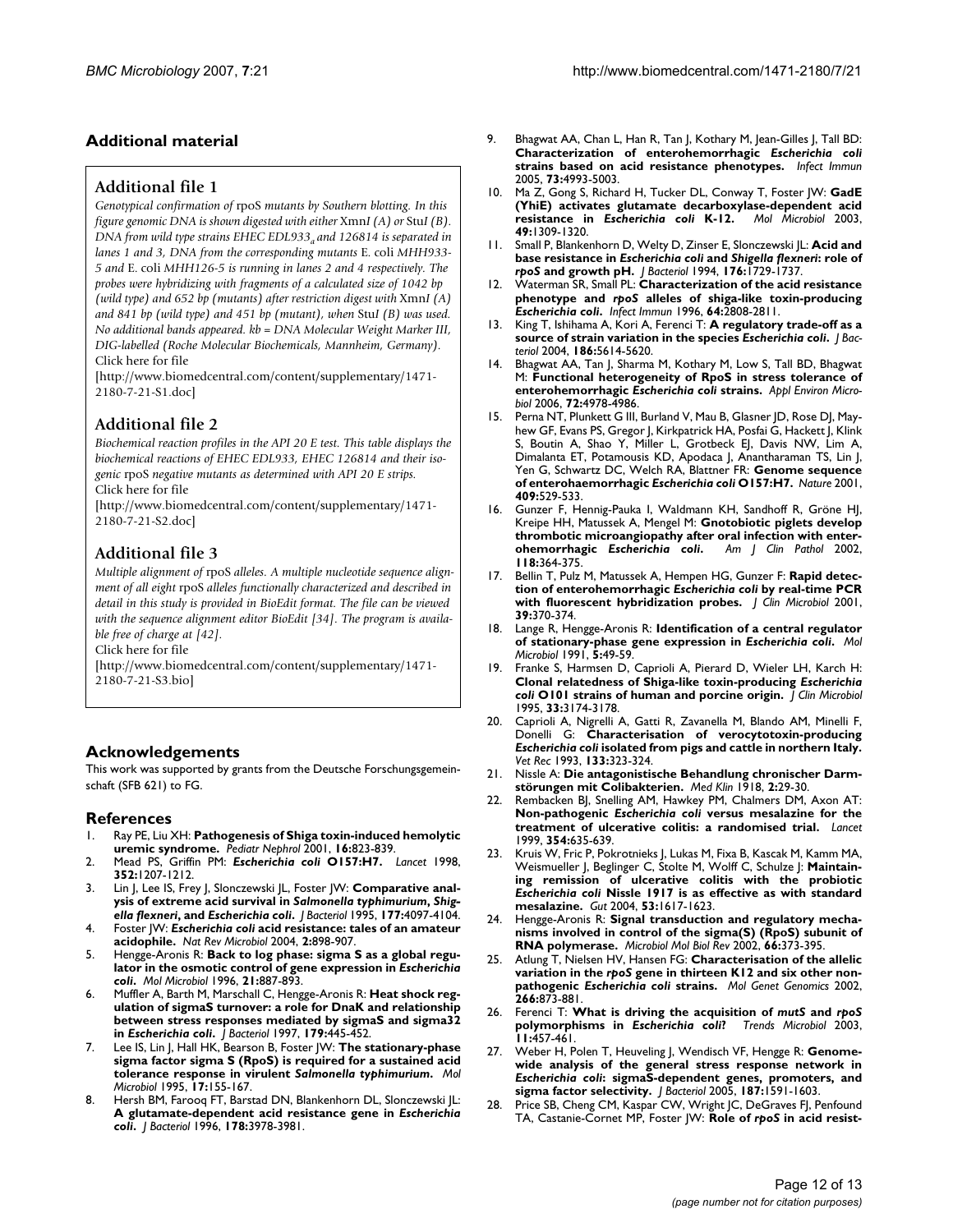## Additional material

### Additional file 1

*Genotypical confirmation of* rpoS *mutants by Southern blotting. In this figure genomic DNA is shown digested with either* XmnI *(A) or* StuI *(B). DNA from wild type strains EHEC EDL933$_a$ and 126814 is separated in lanes 1 and 3, DNA from the corresponding mutants* E. coli *MHH933-5 and* E. coli *MHH126-5 is running in lanes 2 and 4 respectively. The probes were hybridizing with fragments of a calculated size of 1042 bp (wild type) and 652 bp (mutants) after restriction digest with* XmnI *(A) and 841 bp (wild type) and 451 bp (mutant), when* StuI *(B) was used. No additional bands appeared. kb = DNA Molecular Weight Marker III, DIG-labelled (Roche Molecular Biochemicals, Mannheim, Germany).*
Click here for file
[http://www.biomedcentral.com/content/supplementary/1471-2180-7-21-S1.doc]

### Additional file 2

*Biochemical reaction profiles in the API 20 E test. This table displays the biochemical reactions of EHEC EDL933, EHEC 126814 and their isogenic* rpoS *negative mutants as determined with API 20 E strips.*
Click here for file
[http://www.biomedcentral.com/content/supplementary/1471-2180-7-21-S2.doc]

### Additional file 3

*Multiple alignment of* rpoS *alleles. A multiple nucleotide sequence alignment of all eight* rpoS *alleles functionally characterized and described in detail in this study is provided in BioEdit format. The file can be viewed with the sequence alignment editor BioEdit [34]. The program is available free of charge at [42].*
Click here for file
[http://www.biomedcentral.com/content/supplementary/1471-2180-7-21-S3.bio]

## Acknowledgements

This work was supported by grants from the Deutsche Forschungsgemeinschaft (SFB 621) to FG.

## References

1. Ray PE, Liu XH: **Pathogenesis of Shiga toxin-induced hemolytic uremic syndrome.** *Pediatr Nephrol* 2001, **16:**823-839.
2. Mead PS, Griffin PM: ***Escherichia coli* O157:H7.** *Lancet* 1998, **352:**1207-1212.
3. Lin J, Lee IS, Frey J, Slonczewski JL, Foster JW: **Comparative analysis of extreme acid survival in *Salmonella typhimurium*, *Shigella flexneri*, and *Escherichia coli*.** *J Bacteriol* 1995, **177:**4097-4104.
4. Foster JW: ***Escherichia coli* acid resistance: tales of an amateur acidophile.** *Nat Rev Microbiol* 2004, **2:**898-907.
5. Hengge-Aronis R: **Back to log phase: sigma S as a global regulator in the osmotic control of gene expression in *Escherichia coli*.** *Mol Microbiol* 1996, **21:**887-893.
6. Muffler A, Barth M, Marschall C, Hengge-Aronis R: **Heat shock regulation of sigmaS turnover: a role for DnaK and relationship between stress responses mediated by sigmaS and sigma32 in *Escherichia coli*.** *J Bacteriol* 1997, **179:**445-452.
7. Lee IS, Lin J, Hall HK, Bearson B, Foster JW: **The stationary-phase sigma factor sigma S (RpoS) is required for a sustained acid tolerance response in virulent *Salmonella typhimurium*.** *Mol Microbiol* 1995, **17:**155-167.
8. Hersh BM, Farooq FT, Barstad DN, Blankenhorn DL, Slonczewski JL: **A glutamate-dependent acid resistance gene in *Escherichia coli*.** *J Bacteriol* 1996, **178:**3978-3981.
9. Bhagwat AA, Chan L, Han R, Tan J, Kothary M, Jean-Gilles J, Tall BD: **Characterization of enterohemorrhagic *Escherichia coli* strains based on acid resistance phenotypes.** *Infect Immun* 2005, **73:**4993-5003.
10. Ma Z, Gong S, Richard H, Tucker DL, Conway T, Foster JW: **GadE (YhiE) activates glutamate decarboxylase-dependent acid resistance in *Escherichia coli* K-12.** *Mol Microbiol* 2003, **49:**1309-1320.
11. Small P, Blankenhorn D, Welty D, Zinser E, Slonczewski JL: **Acid and base resistance in *Escherichia coli* and *Shigella flexneri*: role of *rpoS* and growth pH.** *J Bacteriol* 1994, **176:**1729-1737.
12. Waterman SR, Small PL: **Characterization of the acid resistance phenotype and *rpoS* alleles of shiga-like toxin-producing *Escherichia coli*.** *Infect Immun* 1996, **64:**2808-2811.
13. King T, Ishihama A, Kori A, Ferenci T: **A regulatory trade-off as a source of strain variation in the species *Escherichia coli*.** *J Bacteriol* 2004, **186:**5614-5620.
14. Bhagwat AA, Tan J, Sharma M, Kothary M, Low S, Tall BD, Bhagwat M: **Functional heterogeneity of RpoS in stress tolerance of enterohemorrhagic *Escherichia coli* strains.** *Appl Environ Microbiol* 2006, **72:**4978-4986.
15. Perna NT, Plunkett G III, Burland V, Mau B, Glasner JD, Rose DJ, Mayhew GF, Evans PS, Gregor J, Kirkpatrick HA, Posfai G, Hackett J, Klink S, Boutin A, Shao Y, Miller L, Grotbeck EJ, Davis NW, Lim A, Dimalanta ET, Potamousis KD, Apodaca J, Anantharaman TS, Lin J, Yen G, Schwartz DC, Welch RA, Blattner FR: **Genome sequence of enterohaemorrhagic *Escherichia coli* O157:H7.** *Nature* 2001, **409:**529-533.
16. Gunzer F, Hennig-Pauka I, Waldmann KH, Sandhoff R, Gröne HJ, Kreipe HH, Matussek A, Mengel M: **Gnotobiotic piglets develop thrombotic microangiopathy after oral infection with enterohemorrhagic *Escherichia coli*.** *Am J Clin Pathol* 2002, **118:**364-375.
17. Bellin T, Pulz M, Matussek A, Hempen HG, Gunzer F: **Rapid detection of enterohemorrhagic *Escherichia coli* by real-time PCR with fluorescent hybridization probes.** *J Clin Microbiol* 2001, **39:**370-374.
18. Lange R, Hengge-Aronis R: **Identification of a central regulator of stationary-phase gene expression in *Escherichia coli*.** *Mol Microbiol* 1991, **5:**49-59.
19. Franke S, Harmsen D, Caprioli A, Pierard D, Wieler LH, Karch H: **Clonal relatedness of Shiga-like toxin-producing *Escherichia coli* O101 strains of human and porcine origin.** *J Clin Microbiol* 1995, **33:**3174-3178.
20. Caprioli A, Nigrelli A, Gatti R, Zavanella M, Blando AM, Minelli F, Donelli G: **Characterisation of verocytotoxin-producing *Escherichia coli* isolated from pigs and cattle in northern Italy.** *Vet Rec* 1993, **133:**323-324.
21. Nissle A: **Die antagonistische Behandlung chronischer Darmstörungen mit Colibakterien.** *Med Klin* 1918, **2:**29-30.
22. Rembacken BJ, Snelling AM, Hawkey PM, Chalmers DM, Axon AT: **Non-pathogenic *Escherichia coli* versus mesalazine for the treatment of ulcerative colitis: a randomised trial.** *Lancet* 1999, **354:**635-639.
23. Kruis W, Fric P, Pokrotnieks J, Lukas M, Fixa B, Kascak M, Kamm MA, Weismueller J, Beglinger C, Stolte M, Wolff C, Schulze J: **Maintaining remission of ulcerative colitis with the probiotic *Escherichia coli* Nissle 1917 is as effective as with standard mesalazine.** *Gut* 2004, **53:**1617-1623.
24. Hengge-Aronis R: **Signal transduction and regulatory mechanisms involved in control of the sigma(S) (RpoS) subunit of RNA polymerase.** *Microbiol Mol Biol Rev* 2002, **66:**373-395.
25. Atlung T, Nielsen HV, Hansen FG: **Characterisation of the allelic variation in the *rpoS* gene in thirteen K12 and six other non-pathogenic *Escherichia coli* strains.** *Mol Genet Genomics* 2002, **266:**873-881.
26. Ferenci T: **What is driving the acquisition of *mutS* and *rpoS* polymorphisms in *Escherichia coli*?** *Trends Microbiol* 2003, **11:**457-461.
27. Weber H, Polen T, Heuveling J, Wendisch VF, Hengge R: **Genome-wide analysis of the general stress response network in *Escherichia coli*: sigmaS-dependent genes, promoters, and sigma factor selectivity.** *J Bacteriol* 2005, **187:**1591-1603.
28. Price SB, Cheng CM, Kaspar CW, Wright JC, DeGraves FJ, Penfound TA, Castanie-Cornet MP, Foster JW: **Role of *rpoS* in acid resist-**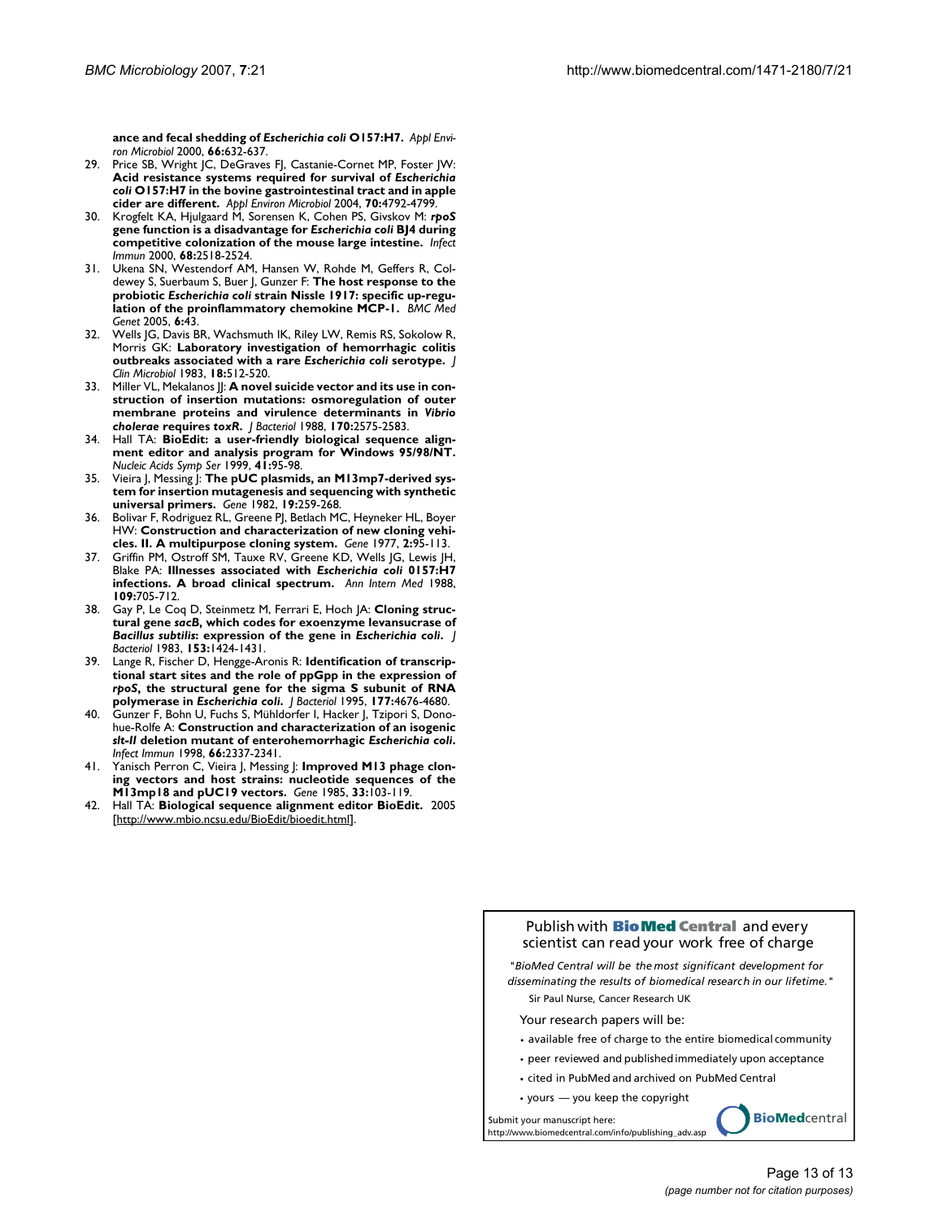**ance and fecal shedding of *Escherichia coli* O157:H7.** *Appl Environ Microbiol* 2000, **66:**632-637.

29. Price SB, Wright JC, DeGraves FJ, Castanie-Cornet MP, Foster JW: **Acid resistance systems required for survival of *Escherichia coli* O157:H7 in the bovine gastrointestinal tract and in apple cider are different.** *Appl Environ Microbiol* 2004, **70:**4792-4799.
30. Krogfelt KA, Hjulgaard M, Sorensen K, Cohen PS, Givskov M: ***rpoS* gene function is a disadvantage for *Escherichia coli* BJ4 during competitive colonization of the mouse large intestine.** *Infect Immun* 2000, **68:**2518-2524.
31. Ukena SN, Westendorf AM, Hansen W, Rohde M, Geffers R, Coldewey S, Suerbaum S, Buer J, Gunzer F: **The host response to the probiotic *Escherichia coli* strain Nissle 1917: specific up-regulation of the proinflammatory chemokine MCP-1.** *BMC Med Genet* 2005, **6:**43.
32. Wells JG, Davis BR, Wachsmuth IK, Riley LW, Remis RS, Sokolow R, Morris GK: **Laboratory investigation of hemorrhagic colitis outbreaks associated with a rare *Escherichia coli* serotype.** *J Clin Microbiol* 1983, **18:**512-520.
33. Miller VL, Mekalanos JJ: **A novel suicide vector and its use in construction of insertion mutations: osmoregulation of outer membrane proteins and virulence determinants in *Vibrio cholerae* requires *toxR*.** *J Bacteriol* 1988, **170:**2575-2583.
34. Hall TA: **BioEdit: a user-friendly biological sequence alignment editor and analysis program for Windows 95/98/NT.** *Nucleic Acids Symp Ser* 1999, **41:**95-98.
35. Vieira J, Messing J: **The pUC plasmids, an M13mp7-derived system for insertion mutagenesis and sequencing with synthetic universal primers.** *Gene* 1982, **19:**259-268.
36. Bolivar F, Rodriguez RL, Greene PJ, Betlach MC, Heyneker HL, Boyer HW: **Construction and characterization of new cloning vehicles. II. A multipurpose cloning system.** *Gene* 1977, **2:**95-113.
37. Griffin PM, Ostroff SM, Tauxe RV, Greene KD, Wells JG, Lewis JH, Blake PA: **Illnesses associated with *Escherichia coli* 0157:H7 infections. A broad clinical spectrum.** *Ann Intern Med* 1988, **109:**705-712.
38. Gay P, Le Coq D, Steinmetz M, Ferrari E, Hoch JA: **Cloning structural gene *sacB*, which codes for exoenzyme levansucrase of *Bacillus subtilis*: expression of the gene in *Escherichia coli*.** *J Bacteriol* 1983, **153:**1424-1431.
39. Lange R, Fischer D, Hengge-Aronis R: **Identification of transcriptional start sites and the role of ppGpp in the expression of *rpoS*, the structural gene for the sigma S subunit of RNA polymerase in *Escherichia coli*.** *J Bacteriol* 1995, **177:**4676-4680.
40. Gunzer F, Bohn U, Fuchs S, Mühldorfer I, Hacker J, Tzipori S, Donohue-Rolfe A: **Construction and characterization of an isogenic *slt-II* deletion mutant of enterohemorrhagic *Escherichia coli*.** *Infect Immun* 1998, **66:**2337-2341.
41. Yanisch Perron C, Vieira J, Messing J: **Improved M13 phage cloning vectors and host strains: nucleotide sequences of the M13mp18 and pUC19 vectors.** *Gene* 1985, **33:**103-119.
42. Hall TA: **Biological sequence alignment editor BioEdit.** 2005 [http://www.mbio.ncsu.edu/BioEdit/bioedit.html].

Publish with **BioMed Central** and every scientist can read your work free of charge

*"BioMed Central will be the most significant development for disseminating the results of biomedical research in our lifetime."*

Sir Paul Nurse, Cancer Research UK

Your research papers will be:

- available free of charge to the entire biomedical community
- peer reviewed and published immediately upon acceptance
- cited in PubMed and archived on PubMed Central
- yours — you keep the copyright

Submit your manuscript here:
http://www.biomedcentral.com/info/publishing_adv.asp

BioMedcentral